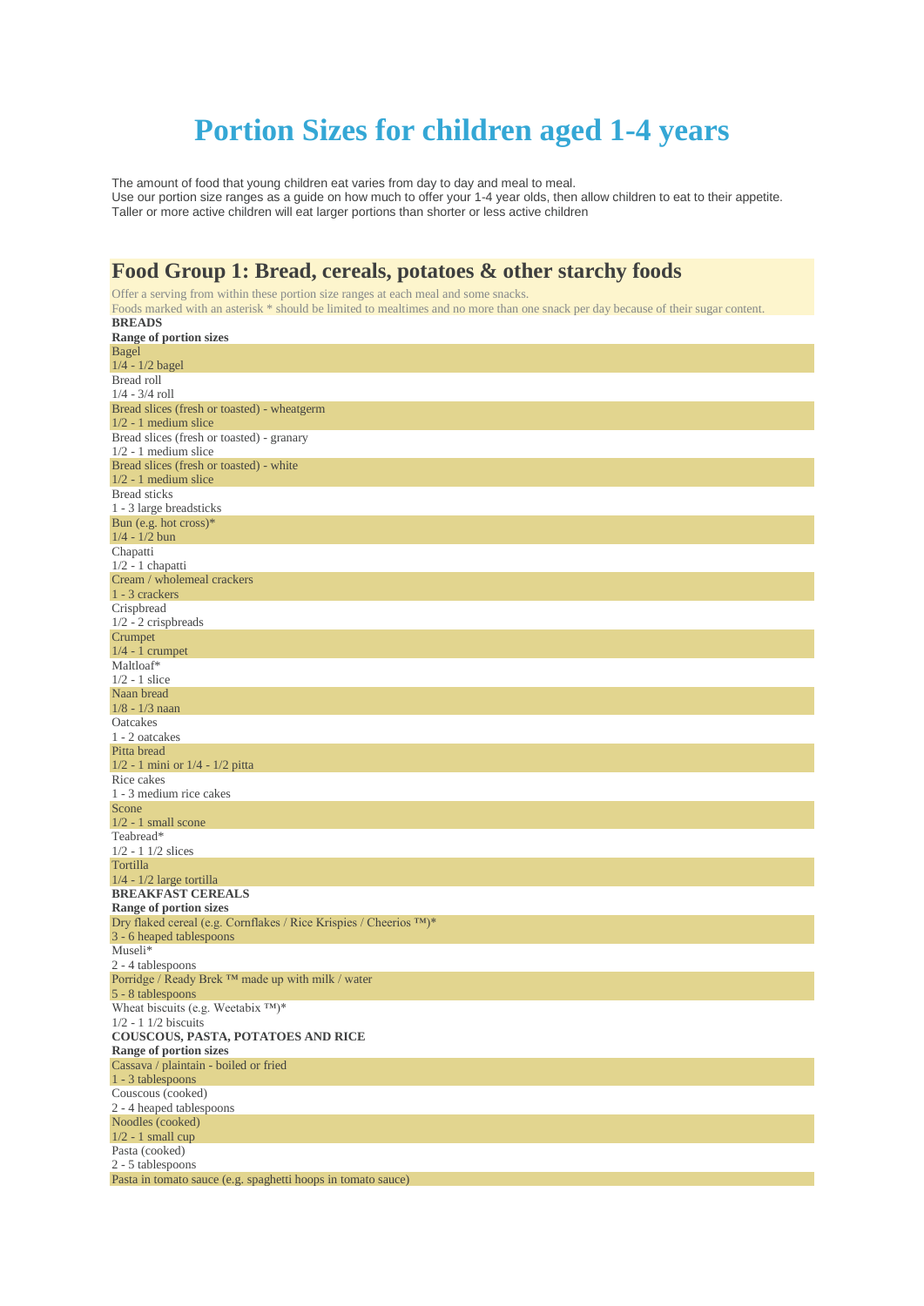# Portion Sizes for children aged 1-4 years

The amount of food that young children eat varies from day to day and meal to meal.
Use our portion size ranges as a guide on how much to offer your 1-4 year olds, then allow children to eat to their appetite.
Taller or more active children will eat larger portions than shorter or less active children

## Food Group 1: Bread, cereals, potatoes & other starchy foods

Offer a serving from within these portion size ranges at each meal and some snacks.
Foods marked with an asterisk * should be limited to mealtimes and no more than one snack per day because of their sugar content.

**BREADS**

**Range of portion sizes**

| Food | Portion |
|---|---|
| Bagel | 1/4 - 1/2 bagel |
| Bread roll | 1/4 - 3/4 roll |
| Bread slices (fresh or toasted) - wheatgerm | 1/2 - 1 medium slice |
| Bread slices (fresh or toasted) - granary | 1/2 - 1 medium slice |
| Bread slices (fresh or toasted) - white | 1/2 - 1 medium slice |
| Bread sticks | 1 - 3 large breadsticks |
| Bun (e.g. hot cross)* | 1/4 - 1/2 bun |
| Chapatti | 1/2 - 1 chapatti |
| Cream / wholemeal crackers | 1 - 3 crackers |
| Crispbread | 1/2 - 2 crispbreads |
| Crumpet | 1/4 - 1 crumpet |
| Maltloaf* | 1/2 - 1 slice |
| Naan bread | 1/8 - 1/3 naan |
| Oatcakes | 1 - 2 oatcakes |
| Pitta bread | 1/2 - 1 mini or 1/4 - 1/2 pitta |
| Rice cakes | 1 - 3 medium rice cakes |
| Scone | 1/2 - 1 small scone |
| Teabread* | 1/2 - 1 1/2 slices |
| Tortilla | 1/4 - 1/2 large tortilla |

**BREAKFAST CEREALS**

**Range of portion sizes**

| Food | Portion |
|---|---|
| Dry flaked cereal (e.g. Cornflakes / Rice Krispies / Cheerios ™)* | 3 - 6 heaped tablespoons |
| Museli* | 2 - 4 tablespoons |
| Porridge / Ready Brek ™ made up with milk / water | 5 - 8 tablespoons |
| Wheat biscuits (e.g. Weetabix ™)* | 1/2 - 1 1/2 biscuits |

**COUSCOUS, PASTA, POTATOES AND RICE**

**Range of portion sizes**

| Food | Portion |
|---|---|
| Cassava / plaintain - boiled or fried | 1 - 3 tablespoons |
| Couscous (cooked) | 2 - 4 heaped tablespoons |
| Noodles (cooked) | 1/2 - 1 small cup |
| Pasta (cooked) | 2 - 5 tablespoons |
| Pasta in tomato sauce (e.g. spaghetti hoops in tomato sauce) | |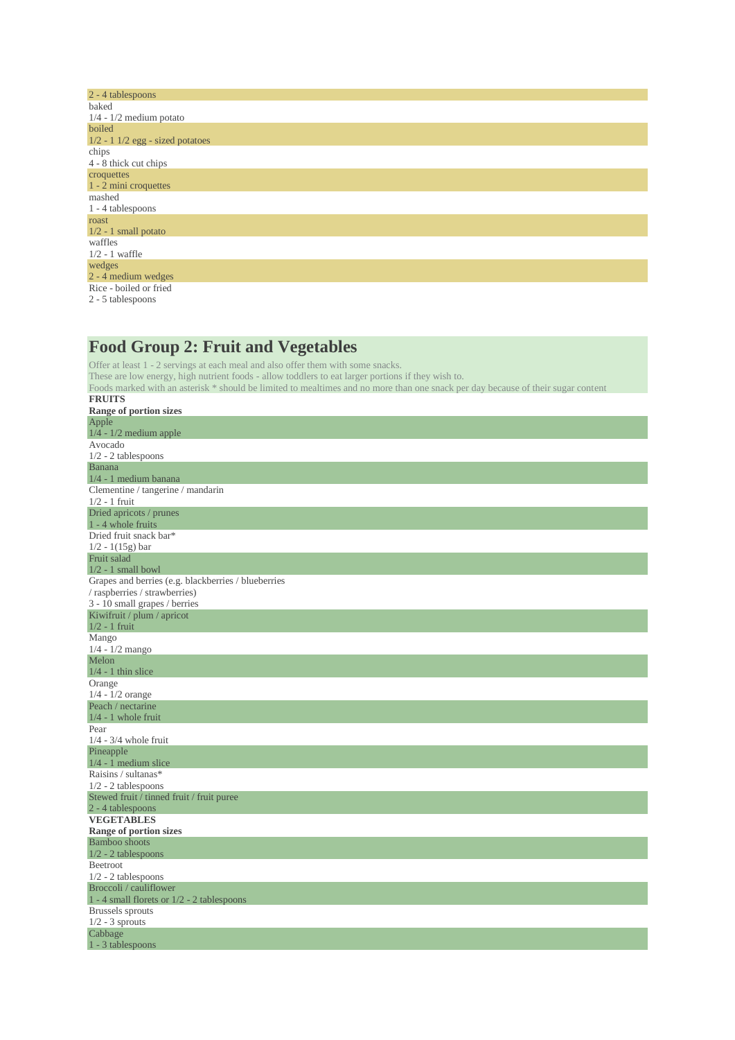2 - 4 tablespoons
baked
1/4 - 1/2 medium potato
boiled
1/2 - 1 1/2 egg - sized potatoes
chips
4 - 8 thick cut chips
croquettes
1 - 2 mini croquettes
mashed
1 - 4 tablespoons
roast
1/2 - 1 small potato
waffles
1/2 - 1 waffle
wedges
2 - 4 medium wedges
Rice - boiled or fried
2 - 5 tablespoons

## Food Group 2: Fruit and Vegetables

Offer at least 1 - 2 servings at each meal and also offer them with some snacks.
These are low energy, high nutrient foods - allow toddlers to eat larger portions if they wish to.
Foods marked with an asterisk * should be limited to mealtimes and no more than one snack per day because of their sugar content

**FRUITS**

**Range of portion sizes**

Apple
1/4 - 1/2 medium apple
Avocado
1/2 - 2 tablespoons
Banana
1/4 - 1 medium banana
Clementine / tangerine / mandarin
1/2 - 1 fruit
Dried apricots / prunes
1 - 4 whole fruits
Dried fruit snack bar*
1/2 - 1(15g) bar
Fruit salad
1/2 - 1 small bowl
Grapes and berries (e.g. blackberries / blueberries / raspberries / strawberries)
3 - 10 small grapes / berries
Kiwifruit / plum / apricot
1/2 - 1 fruit
Mango
1/4 - 1/2 mango
Melon
1/4 - 1 thin slice
Orange
1/4 - 1/2 orange
Peach / nectarine
1/4 - 1 whole fruit
Pear
1/4 - 3/4 whole fruit
Pineapple
1/4 - 1 medium slice
Raisins / sultanas*
1/2 - 2 tablespoons
Stewed fruit / tinned fruit / fruit puree
2 - 4 tablespoons

**VEGETABLES**

**Range of portion sizes**

Bamboo shoots
1/2 - 2 tablespoons
Beetroot
1/2 - 2 tablespoons
Broccoli / cauliflower
1 - 4 small florets or 1/2 - 2 tablespoons
Brussels sprouts
1/2 - 3 sprouts
Cabbage
1 - 3 tablespoons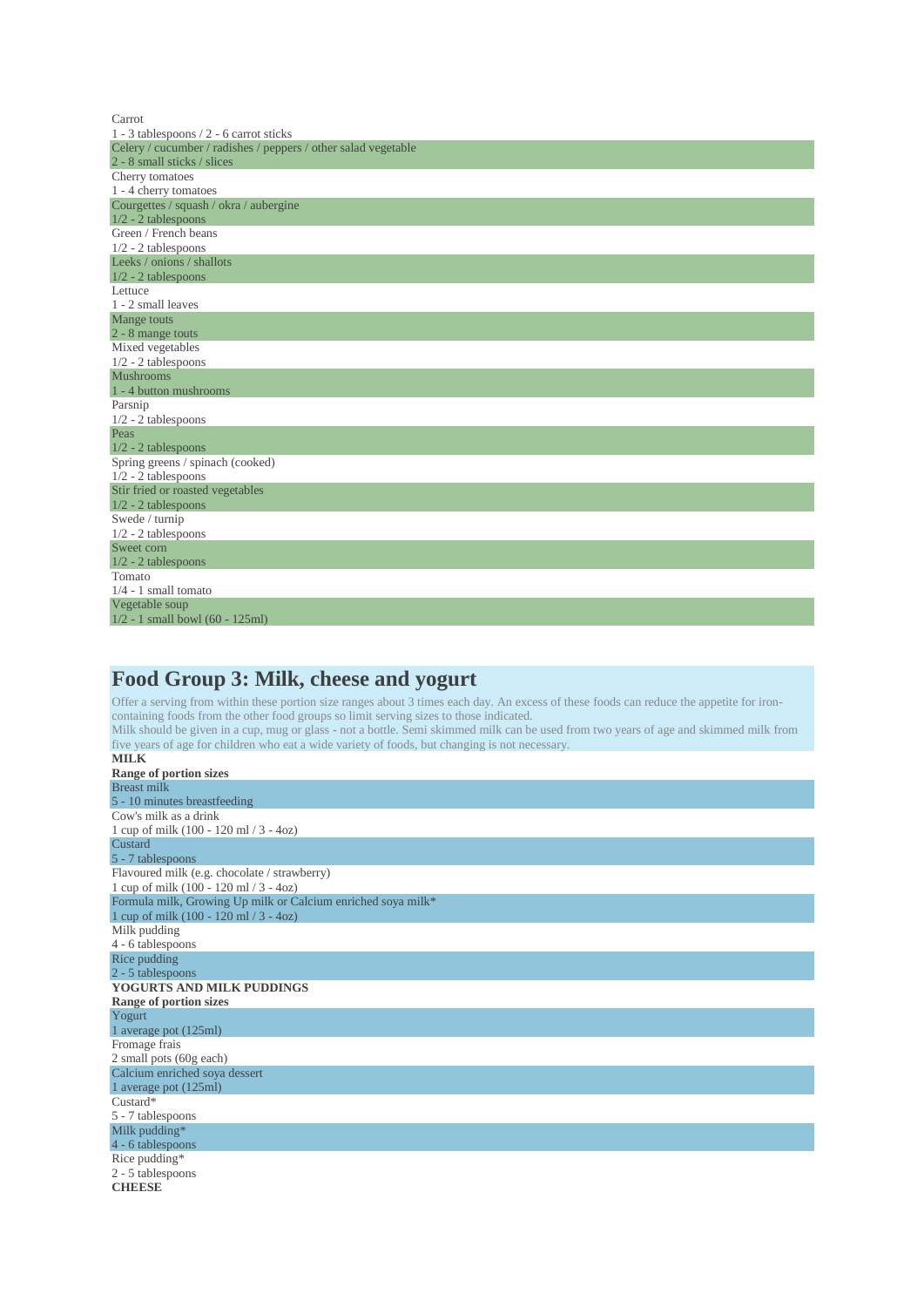| | |
|---|---|
| Carrot | 1 - 3 tablespoons / 2 - 6 carrot sticks |
| Celery / cucumber / radishes / peppers / other salad vegetable | 2 - 8 small sticks / slices |
| Cherry tomatoes | 1 - 4 cherry tomatoes |
| Courgettes / squash / okra / aubergine | 1/2 - 2 tablespoons |
| Green / French beans | 1/2 - 2 tablespoons |
| Leeks / onions / shallots | 1/2 - 2 tablespoons |
| Lettuce | 1 - 2 small leaves |
| Mange touts | 2 - 8 mange touts |
| Mixed vegetables | 1/2 - 2 tablespoons |
| Mushrooms | 1 - 4 button mushrooms |
| Parsnip | 1/2 - 2 tablespoons |
| Peas | 1/2 - 2 tablespoons |
| Spring greens / spinach (cooked) | 1/2 - 2 tablespoons |
| Stir fried or roasted vegetables | 1/2 - 2 tablespoons |
| Swede / turnip | 1/2 - 2 tablespoons |
| Sweet corn | 1/2 - 2 tablespoons |
| Tomato | 1/4 - 1 small tomato |
| Vegetable soup | 1/2 - 1 small bowl (60 - 125ml) |

## Food Group 3: Milk, cheese and yogurt

Offer a serving from within these portion size ranges about 3 times each day. An excess of these foods can reduce the appetite for iron-containing foods from the other food groups so limit serving sizes to those indicated.
Milk should be given in a cup, mug or glass - not a bottle. Semi skimmed milk can be used from two years of age and skimmed milk from five years of age for children who eat a wide variety of foods, but changing is not necessary.

**MILK**

| **Range of portion sizes** | |
|---|---|
| Breast milk | 5 - 10 minutes breastfeeding |
| Cow's milk as a drink | 1 cup of milk (100 - 120 ml / 3 - 4oz) |
| Custard | 5 - 7 tablespoons |
| Flavoured milk (e.g. chocolate / strawberry) | 1 cup of milk (100 - 120 ml / 3 - 4oz) |
| Formula milk, Growing Up milk or Calcium enriched soya milk* | 1 cup of milk (100 - 120 ml / 3 - 4oz) |
| Milk pudding | 4 - 6 tablespoons |
| Rice pudding | 2 - 5 tablespoons |

**YOGURTS AND MILK PUDDINGS**

| **Range of portion sizes** | |
|---|---|
| Yogurt | 1 average pot (125ml) |
| Fromage frais | 2 small pots (60g each) |
| Calcium enriched soya dessert | 1 average pot (125ml) |
| Custard* | 5 - 7 tablespoons |
| Milk pudding* | 4 - 6 tablespoons |
| Rice pudding* | 2 - 5 tablespoons |

**CHEESE**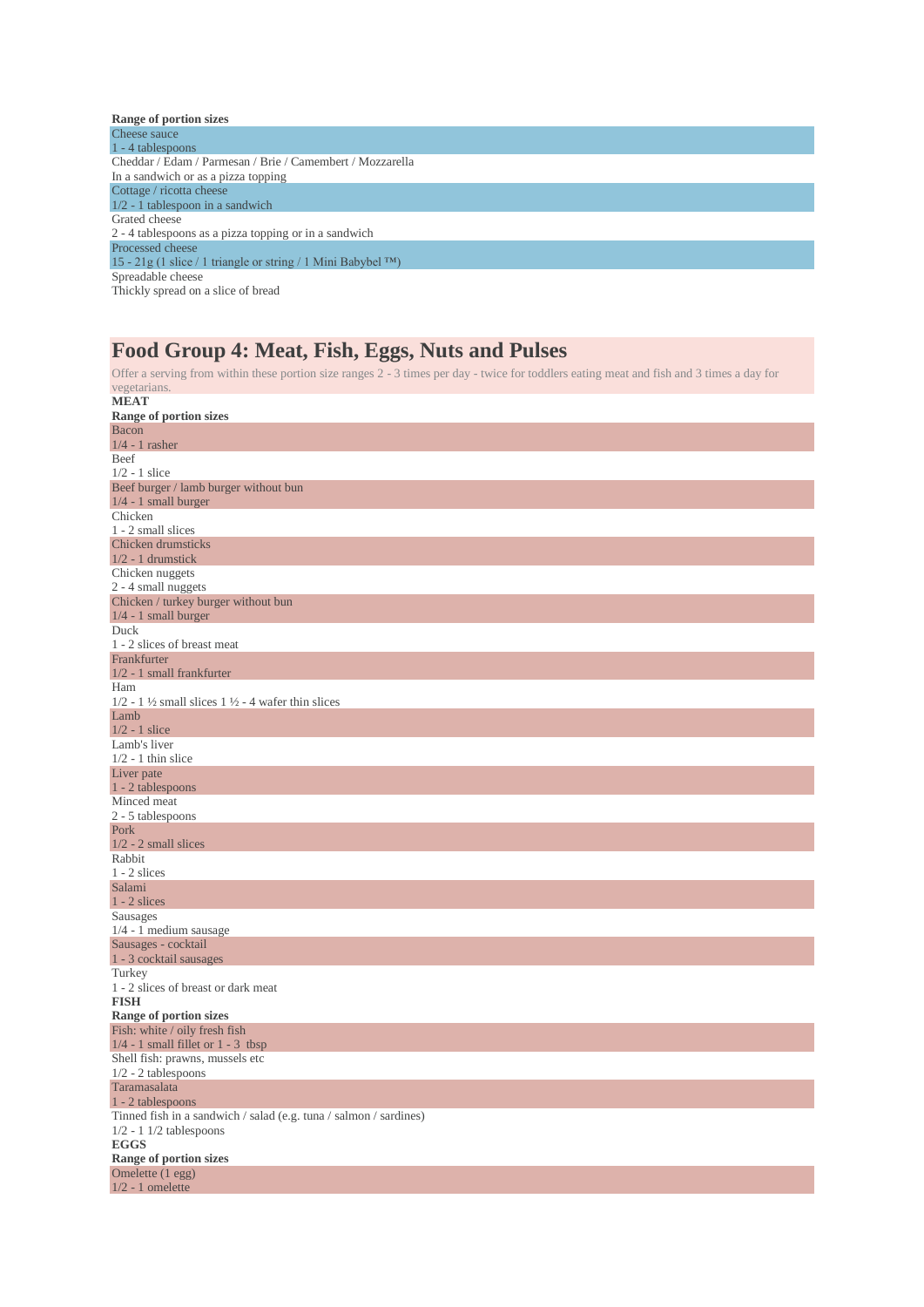**Range of portion sizes**

| Food | Portion |
|---|---|
| Cheese sauce | 1 - 4 tablespoons |
| Cheddar / Edam / Parmesan / Brie / Camembert / Mozzarella | In a sandwich or as a pizza topping |
| Cottage / ricotta cheese | 1/2 - 1 tablespoon in a sandwich |
| Grated cheese | 2 - 4 tablespoons as a pizza topping or in a sandwich |
| Processed cheese | 15 - 21g (1 slice / 1 triangle or string / 1 Mini Babybel ™) |
| Spreadable cheese | Thickly spread on a slice of bread |

## Food Group 4: Meat, Fish, Eggs, Nuts and Pulses

Offer a serving from within these portion size ranges 2 - 3 times per day - twice for toddlers eating meat and fish and 3 times a day for vegetarians.

**MEAT**

**Range of portion sizes**

| Food | Portion |
|---|---|
| Bacon | 1/4 - 1 rasher |
| Beef | 1/2 - 1 slice |
| Beef burger / lamb burger without bun | 1/4 - 1 small burger |
| Chicken | 1 - 2 small slices |
| Chicken drumsticks | 1/2 - 1 drumstick |
| Chicken nuggets | 2 - 4 small nuggets |
| Chicken / turkey burger without bun | 1/4 - 1 small burger |
| Duck | 1 - 2 slices of breast meat |
| Frankfurter | 1/2 - 1 small frankfurter |
| Ham | 1/2 - 1 ½ small slices 1 ½ - 4 wafer thin slices |
| Lamb | 1/2 - 1 slice |
| Lamb's liver | 1/2 - 1 thin slice |
| Liver pate | 1 - 2 tablespoons |
| Minced meat | 2 - 5 tablespoons |
| Pork | 1/2 - 2 small slices |
| Rabbit | 1 - 2 slices |
| Salami | 1 - 2 slices |
| Sausages | 1/4 - 1 medium sausage |
| Sausages - cocktail | 1 - 3 cocktail sausages |
| Turkey | 1 - 2 slices of breast or dark meat |

**FISH**

**Range of portion sizes**

| Food | Portion |
|---|---|
| Fish: white / oily fresh fish | 1/4 - 1 small fillet or 1 - 3 tbsp |
| Shell fish: prawns, mussels etc | 1/2 - 2 tablespoons |
| Taramasalata | 1 - 2 tablespoons |
| Tinned fish in a sandwich / salad (e.g. tuna / salmon / sardines) | 1/2 - 1 1/2 tablespoons |

**EGGS**

**Range of portion sizes**

| Food | Portion |
|---|---|
| Omelette (1 egg) | 1/2 - 1 omelette |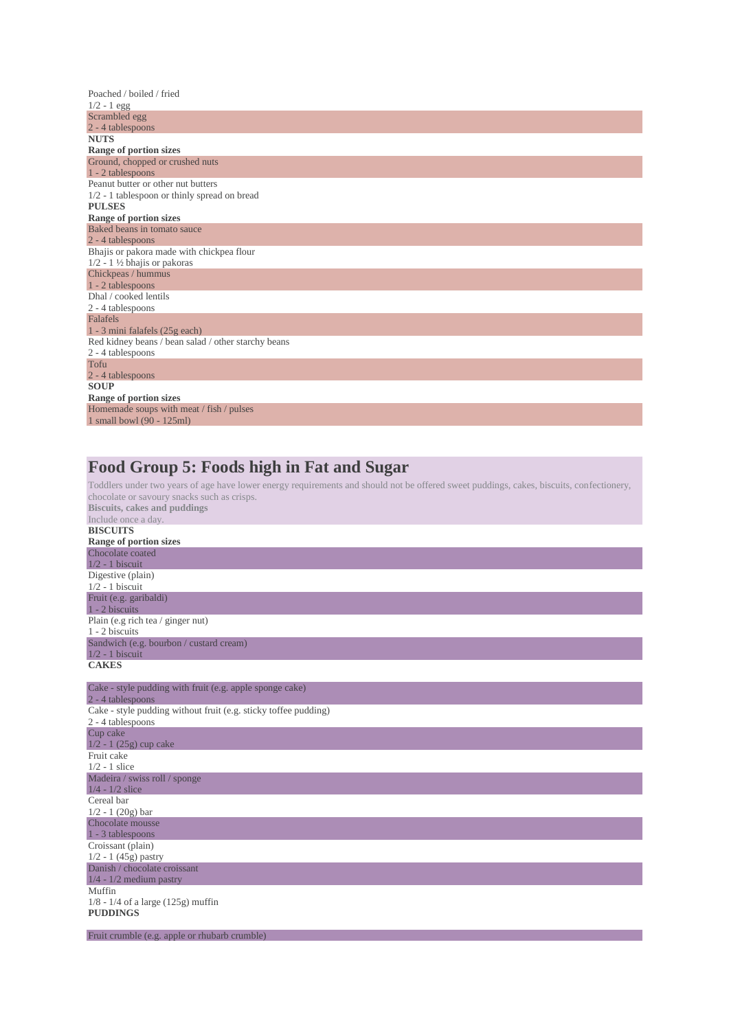Poached / boiled / fried
1/2 - 1 egg

Scrambled egg
2 - 4 tablespoons

**NUTS**

| **Range of portion sizes** | |
|---|---|
| Ground, chopped or crushed nuts | 1 - 2 tablespoons |
| Peanut butter or other nut butters | 1/2 - 1 tablespoon or thinly spread on bread |

**PULSES**

| **Range of portion sizes** | |
|---|---|
| Baked beans in tomato sauce | 2 - 4 tablespoons |
| Bhajis or pakora made with chickpea flour | 1/2 - 1 ½ bhajis or pakoras |
| Chickpeas / hummus | 1 - 2 tablespoons |
| Dhal / cooked lentils | 2 - 4 tablespoons |
| Falafels | 1 - 3 mini falafels (25g each) |
| Red kidney beans / bean salad / other starchy beans | 2 - 4 tablespoons |
| Tofu | 2 - 4 tablespoons |

**SOUP**

| **Range of portion sizes** | |
|---|---|
| Homemade soups with meat / fish / pulses | 1 small bowl (90 - 125ml) |

## Food Group 5: Foods high in Fat and Sugar

Toddlers under two years of age have lower energy requirements and should not be offered sweet puddings, cakes, biscuits, confectionery, chocolate or savoury snacks such as crisps.

**Biscuits, cakes and puddings**

Include once a day.

**BISCUITS**

| **Range of portion sizes** | |
|---|---|
| Chocolate coated | 1/2 - 1 biscuit |
| Digestive (plain) | 1/2 - 1 biscuit |
| Fruit (e.g. garibaldi) | 1 - 2 biscuits |
| Plain (e.g rich tea / ginger nut) | 1 - 2 biscuits |
| Sandwich (e.g. bourbon / custard cream) | 1/2 - 1 biscuit |

**CAKES**

| | |
|---|---|
| Cake - style pudding with fruit (e.g. apple sponge cake) | 2 - 4 tablespoons |
| Cake - style pudding without fruit (e.g. sticky toffee pudding) | 2 - 4 tablespoons |
| Cup cake | 1/2 - 1 (25g) cup cake |
| Fruit cake | 1/2 - 1 slice |
| Madeira / swiss roll / sponge | 1/4 - 1/2 slice |
| Cereal bar | 1/2 - 1 (20g) bar |
| Chocolate mousse | 1 - 3 tablespoons |
| Croissant (plain) | 1/2 - 1 (45g) pastry |
| Danish / chocolate croissant | 1/4 - 1/2 medium pastry |
| Muffin | 1/8 - 1/4 of a large (125g) muffin |

**PUDDINGS**

Fruit crumble (e.g. apple or rhubarb crumble)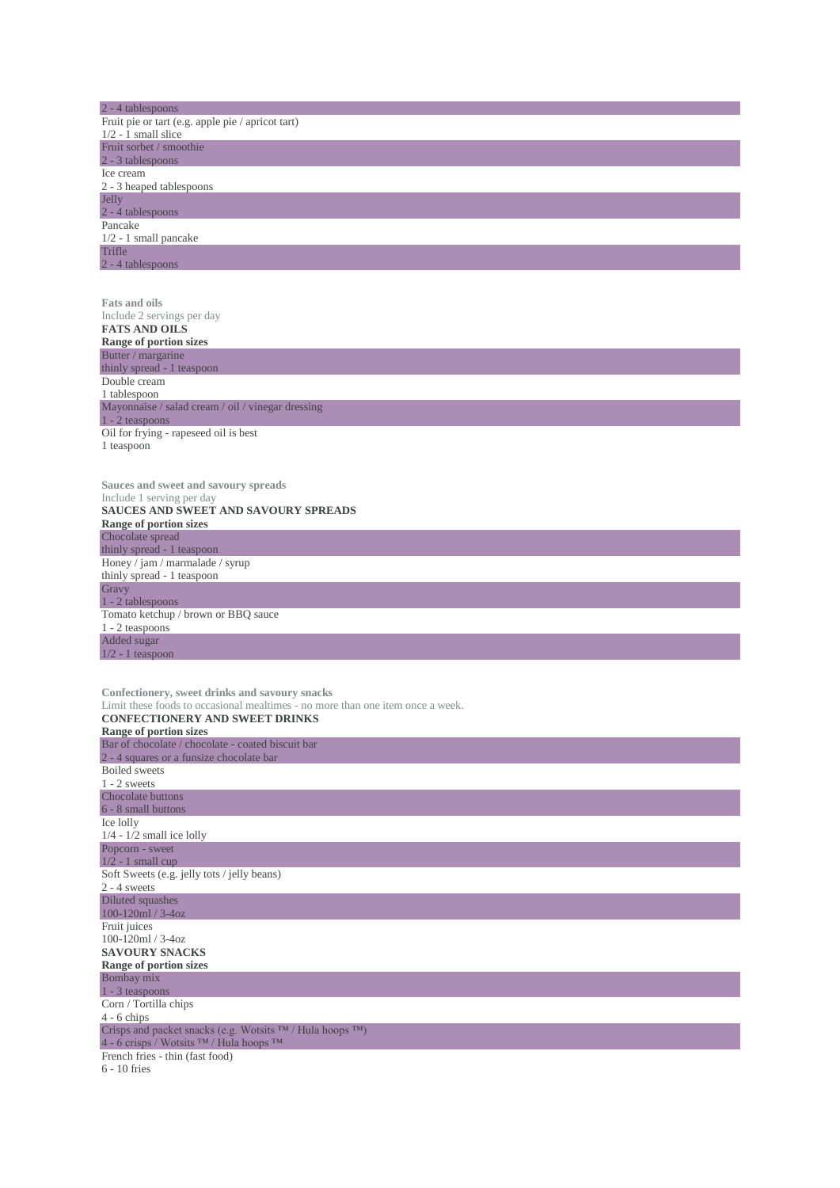| | |
|---|---|
| 2 - 4 tablespoons | |
| Fruit pie or tart (e.g. apple pie / apricot tart) | 1/2 - 1 small slice |
| Fruit sorbet / smoothie | 2 - 3 tablespoons |
| Ice cream | 2 - 3 heaped tablespoons |
| Jelly | 2 - 4 tablespoons |
| Pancake | 1/2 - 1 small pancake |
| Trifle | 2 - 4 tablespoons |

### Fats and oils

Include 2 servings per day

**FATS AND OILS**

| Range of portion sizes | |
|---|---|
| Butter / margarine | thinly spread - 1 teaspoon |
| Double cream | 1 tablespoon |
| Mayonnaise / salad cream / oil / vinegar dressing | 1 - 2 teaspoons |
| Oil for frying - rapeseed oil is best | 1 teaspoon |

### Sauces and sweet and savoury spreads

Include 1 serving per day

**SAUCES AND SWEET AND SAVOURY SPREADS**

| Range of portion sizes | |
|---|---|
| Chocolate spread | thinly spread - 1 teaspoon |
| Honey / jam / marmalade / syrup | thinly spread - 1 teaspoon |
| Gravy | 1 - 2 tablespoons |
| Tomato ketchup / brown or BBQ sauce | 1 - 2 teaspoons |
| Added sugar | 1/2 - 1 teaspoon |

### Confectionery, sweet drinks and savoury snacks

Limit these foods to occasional mealtimes - no more than one item once a week.

**CONFECTIONERY AND SWEET DRINKS**

| Range of portion sizes | |
|---|---|
| Bar of chocolate / chocolate - coated biscuit bar | 2 - 4 squares or a funsize chocolate bar |
| Boiled sweets | 1 - 2 sweets |
| Chocolate buttons | 6 - 8 small buttons |
| Ice lolly | 1/4 - 1/2 small ice lolly |
| Popcorn - sweet | 1/2 - 1 small cup |
| Soft Sweets (e.g. jelly tots / jelly beans) | 2 - 4 sweets |
| Diluted squashes | 100-120ml / 3-4oz |
| Fruit juices | 100-120ml / 3-4oz |

**SAVOURY SNACKS**

| Range of portion sizes | |
|---|---|
| Bombay mix | 1 - 3 teaspoons |
| Corn / Tortilla chips | 4 - 6 chips |
| Crisps and packet snacks (e.g. Wotsits ™ / Hula hoops ™) | 4 - 6 crisps / Wotsits ™ / Hula hoops ™ |
| French fries - thin (fast food) | 6 - 10 fries |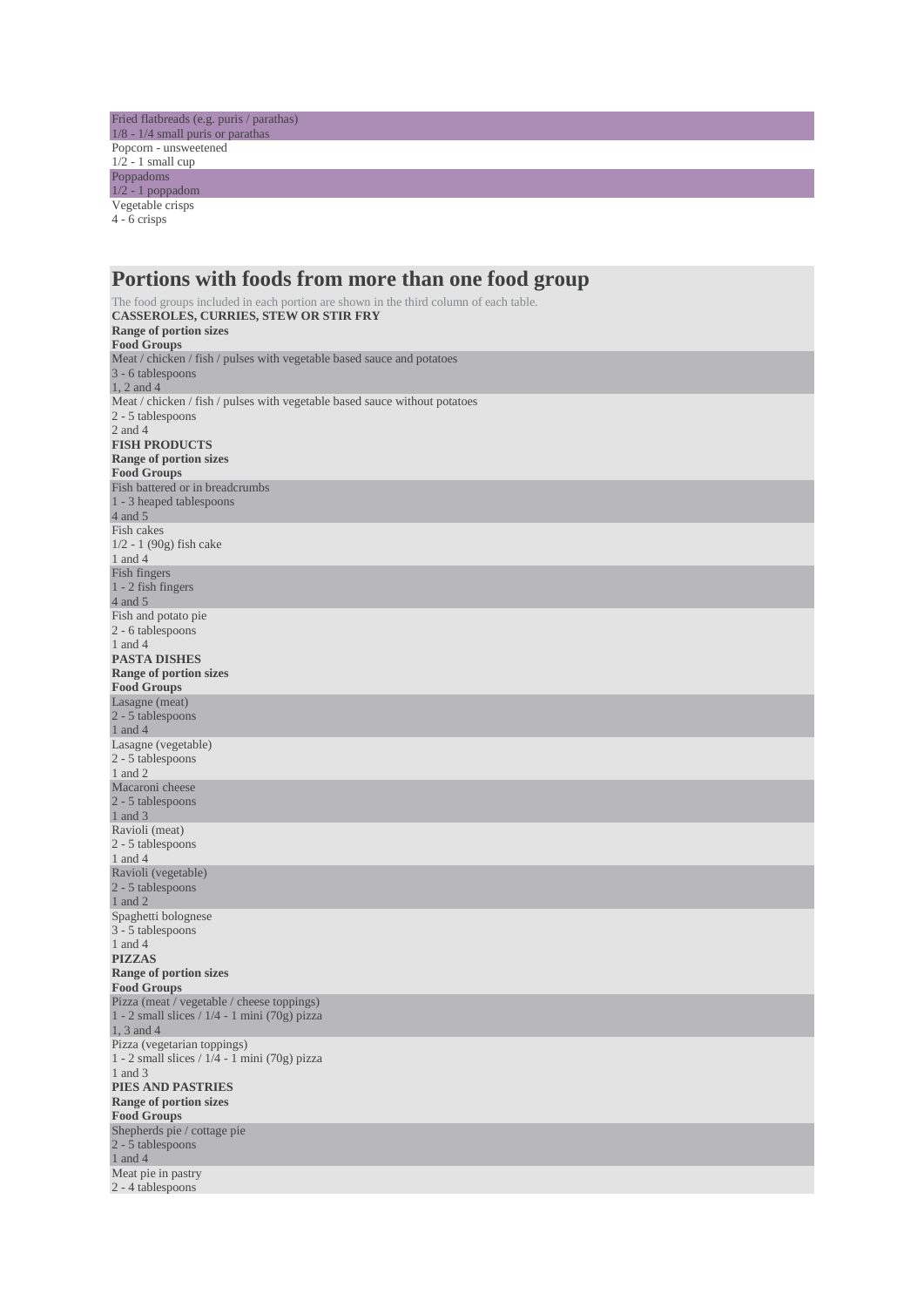| | |
|---|---|
| Fried flatbreads (e.g. puris / parathas) | 1/8 - 1/4 small puris or parathas |
| Popcorn - unsweetened | 1/2 - 1 small cup |
| Poppadoms | 1/2 - 1 poppadom |
| Vegetable crisps | 4 - 6 crisps |

## Portions with foods from more than one food group

The food groups included in each portion are shown in the third column of each table.

| CASSEROLES, CURRIES, STEW OR STIR FRY | Range of portion sizes | Food Groups |
|---|---|---|
| Meat / chicken / fish / pulses with vegetable based sauce and potatoes | 3 - 6 tablespoons | 1, 2 and 4 |
| Meat / chicken / fish / pulses with vegetable based sauce without potatoes | 2 - 5 tablespoons | 2 and 4 |

| FISH PRODUCTS | Range of portion sizes | Food Groups |
|---|---|---|
| Fish battered or in breadcrumbs | 1 - 3 heaped tablespoons | 4 and 5 |
| Fish cakes | 1/2 - 1 (90g) fish cake | 1 and 4 |
| Fish fingers | 1 - 2 fish fingers | 4 and 5 |
| Fish and potato pie | 2 - 6 tablespoons | 1 and 4 |

| PASTA DISHES | Range of portion sizes | Food Groups |
|---|---|---|
| Lasagne (meat) | 2 - 5 tablespoons | 1 and 4 |
| Lasagne (vegetable) | 2 - 5 tablespoons | 1 and 2 |
| Macaroni cheese | 2 - 5 tablespoons | 1 and 3 |
| Ravioli (meat) | 2 - 5 tablespoons | 1 and 4 |
| Ravioli (vegetable) | 2 - 5 tablespoons | 1 and 2 |
| Spaghetti bolognese | 3 - 5 tablespoons | 1 and 4 |

| PIZZAS | Range of portion sizes | Food Groups |
|---|---|---|
| Pizza (meat / vegetable / cheese toppings) | 1 - 2 small slices / 1/4 - 1 mini (70g) pizza | 1, 3 and 4 |
| Pizza (vegetarian toppings) | 1 - 2 small slices / 1/4 - 1 mini (70g) pizza | 1 and 3 |

| PIES AND PASTRIES | Range of portion sizes | Food Groups |
|---|---|---|
| Shepherds pie / cottage pie | 2 - 5 tablespoons | 1 and 4 |
| Meat pie in pastry | 2 - 4 tablespoons | |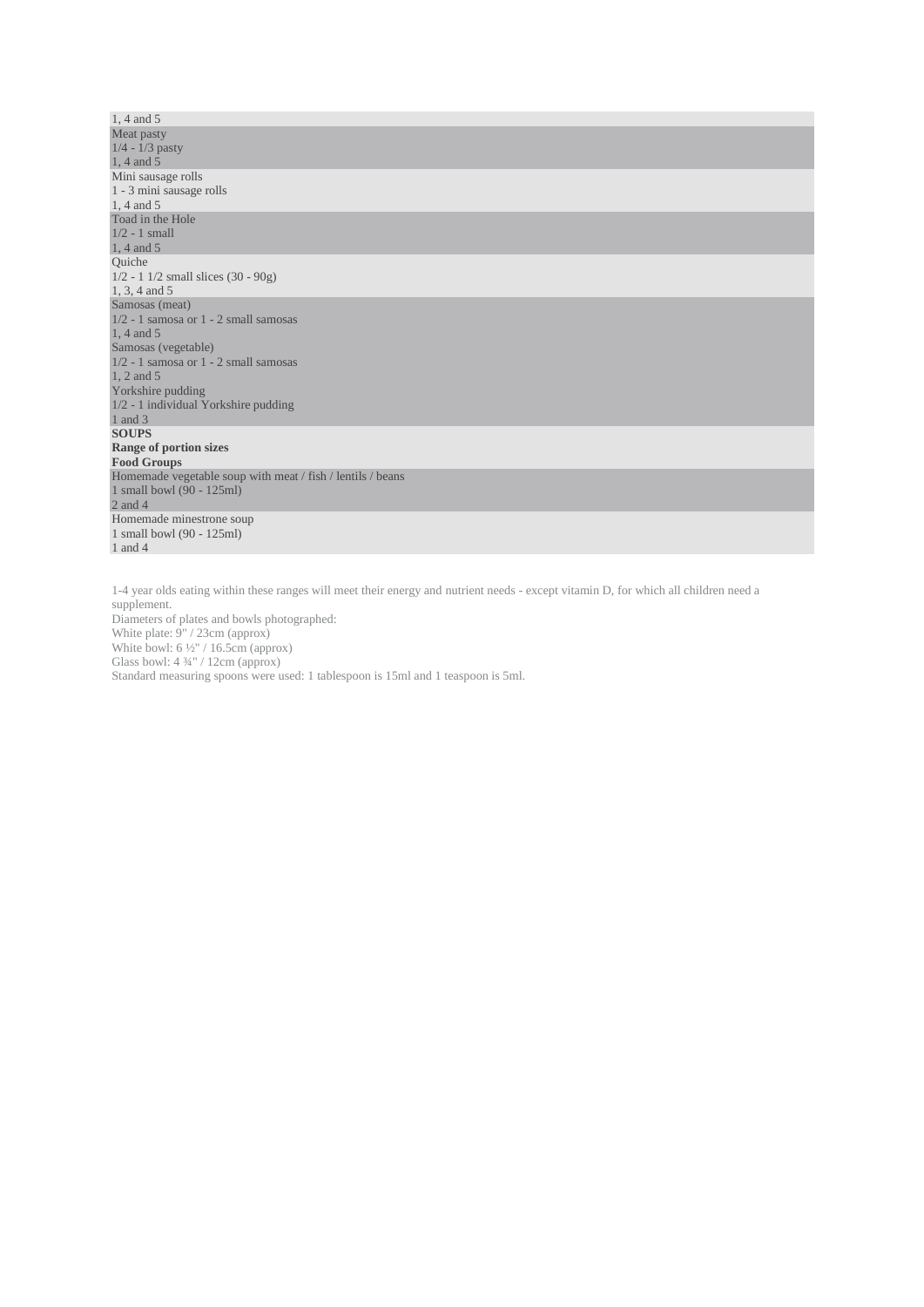| | | |
|---|---|---|
| | | 1, 4 and 5 |
| Meat pasty | 1/4 - 1/3 pasty | 1, 4 and 5 |
| Mini sausage rolls | 1 - 3 mini sausage rolls | 1, 4 and 5 |
| Toad in the Hole | 1/2 - 1 small | 1, 4 and 5 |
| Quiche | 1/2 - 1 1/2 small slices (30 - 90g) | 1, 3, 4 and 5 |
| Samosas (meat) | 1/2 - 1 samosa or 1 - 2 small samosas | 1, 4 and 5 |
| Samosas (vegetable) | 1/2 - 1 samosa or 1 - 2 small samosas | 1, 2 and 5 |
| Yorkshire pudding | 1/2 - 1 individual Yorkshire pudding | 1 and 3 |
| **SOUPS** | **Range of portion sizes** | **Food Groups** |
| Homemade vegetable soup with meat / fish / lentils / beans | 1 small bowl (90 - 125ml) | 2 and 4 |
| Homemade minestrone soup | 1 small bowl (90 - 125ml) | 1 and 4 |

1-4 year olds eating within these ranges will meet their energy and nutrient needs - except vitamin D, for which all children need a supplement.

Diameters of plates and bowls photographed:

White plate: 9" / 23cm (approx)

White bowl: 6 ½" / 16.5cm (approx)

Glass bowl: 4 ¾" / 12cm (approx)

Standard measuring spoons were used: 1 tablespoon is 15ml and 1 teaspoon is 5ml.